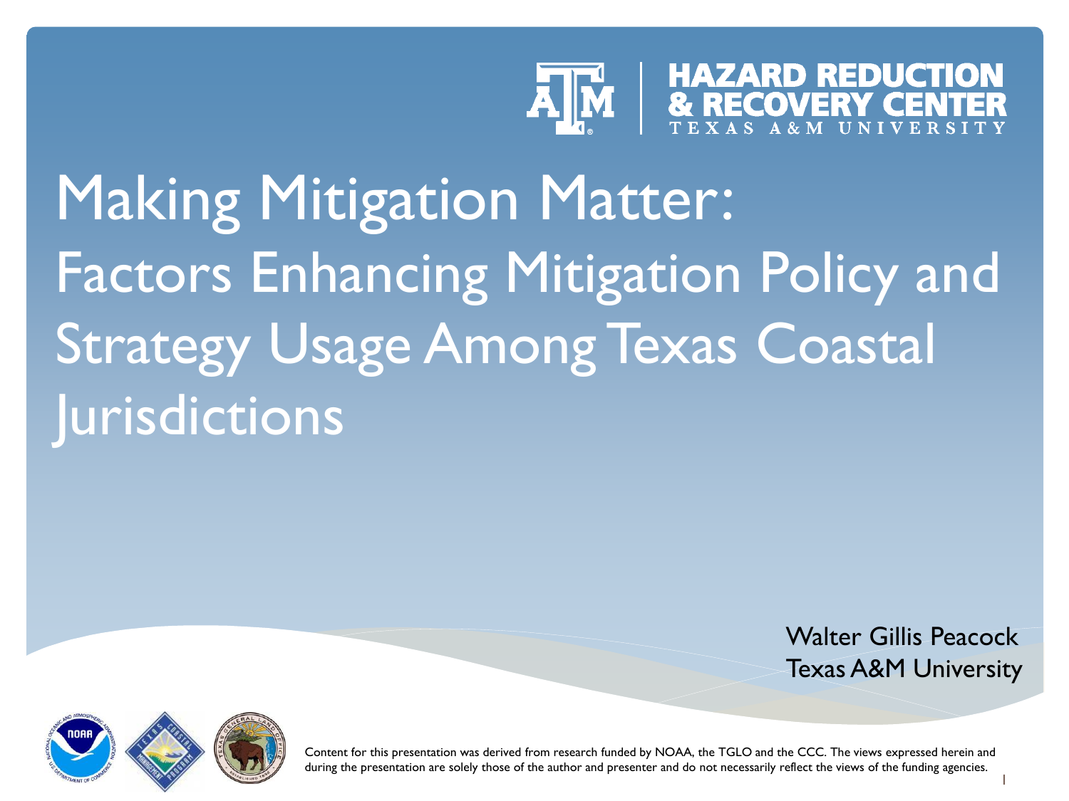# Making Mitigation Matter: Factors Enhancing Mitigation Policy and Strategy Usage Among Texas Coastal Jurisdictions

Walter Gillis Peacock
Texas A&M University

Content for this presentation was derived from research funded by NOAA, the TGLO and the CCC. The views expressed herein and during the presentation are solely those of the author and presenter and do not necessarily reflect the views of the funding agencies.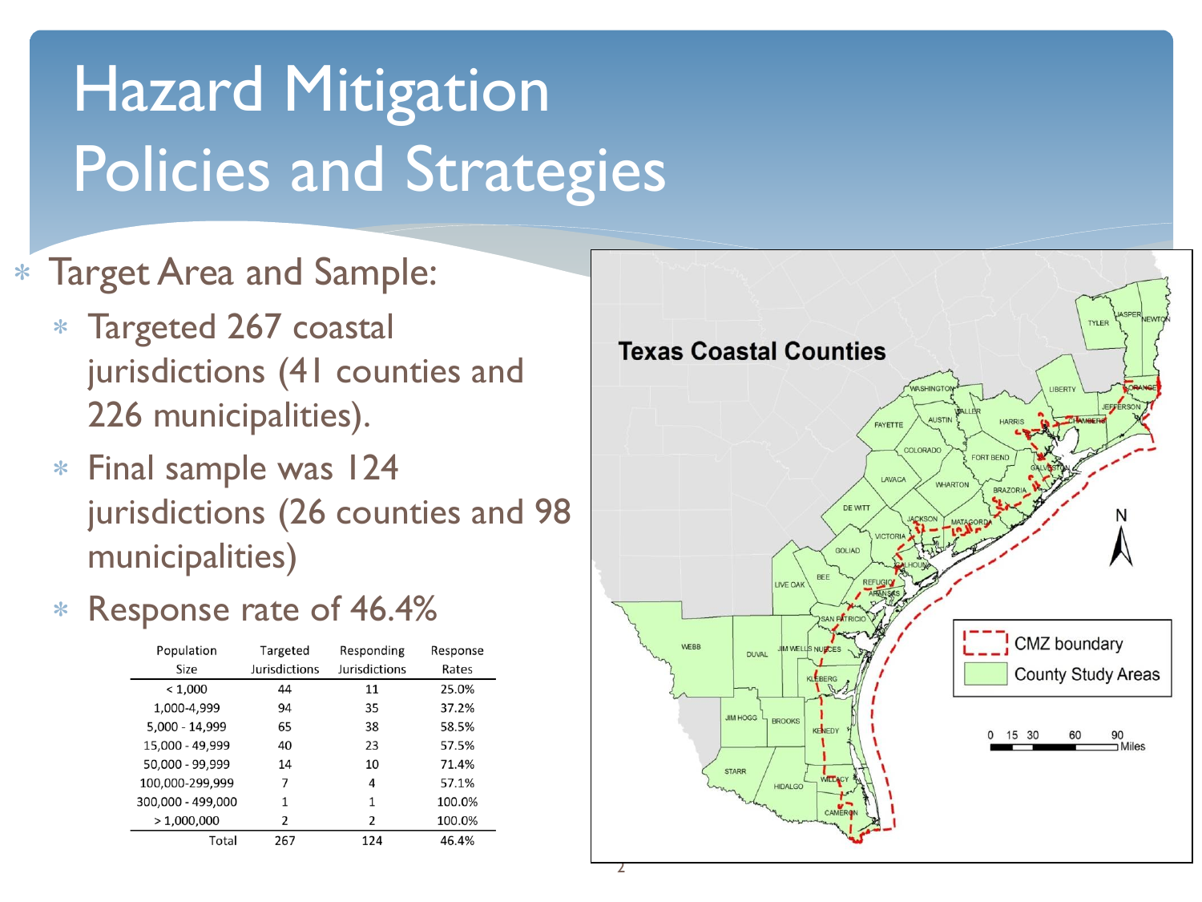# Hazard Mitigation Policies and Strategies

- Target Area and Sample:
  - Targeted 267 coastal jurisdictions (41 counties and 226 municipalities).
  - Final sample was 124 jurisdictions (26 counties and 98 municipalities)
  - Response rate of 46.4%

| Population Size | Targeted Jurisdictions | Responding Jurisdictions | Response Rates |
|---|---|---|---|
| < 1,000 | 44 | 11 | 25.0% |
| 1,000-4,999 | 94 | 35 | 37.2% |
| 5,000 - 14,999 | 65 | 38 | 58.5% |
| 15,000 - 49,999 | 40 | 23 | 57.5% |
| 50,000 - 99,999 | 14 | 10 | 71.4% |
| 100,000-299,999 | 7 | 4 | 57.1% |
| 300,000 - 499,000 | 1 | 1 | 100.0% |
| > 1,000,000 | 2 | 2 | 100.0% |
| Total | 267 | 124 | 46.4% |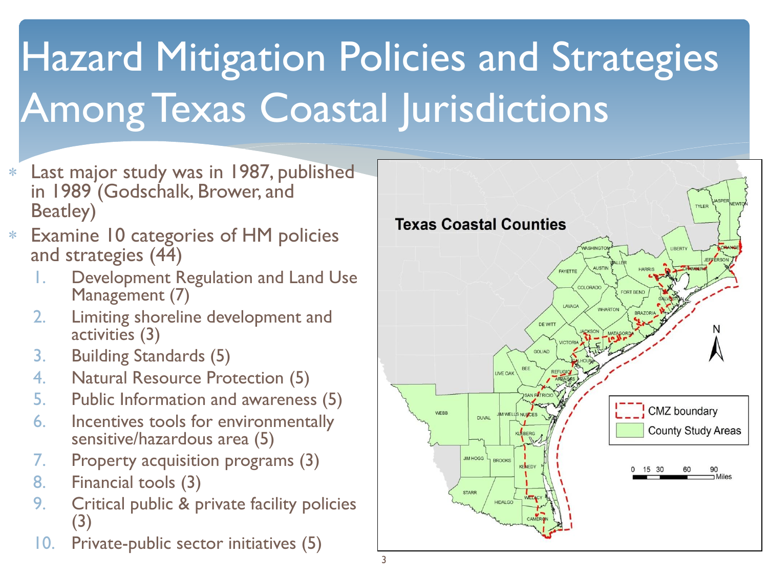# Hazard Mitigation Policies and Strategies Among Texas Coastal Jurisdictions

* Last major study was in 1987, published in 1989 (Godschalk, Brower, and Beatley)
* Examine 10 categories of HM policies and strategies (44)
  1. Development Regulation and Land Use Management (7)
  2. Limiting shoreline development and activities (3)
  3. Building Standards (5)
  4. Natural Resource Protection (5)
  5. Public Information and awareness (5)
  6. Incentives tools for environmentally sensitive/hazardous area (5)
  7. Property acquisition programs (3)
  8. Financial tools (3)
  9. Critical public & private facility policies (3)
  10. Private-public sector initiatives (5)

**Texas Coastal Counties**

CMZ boundary
County Study Areas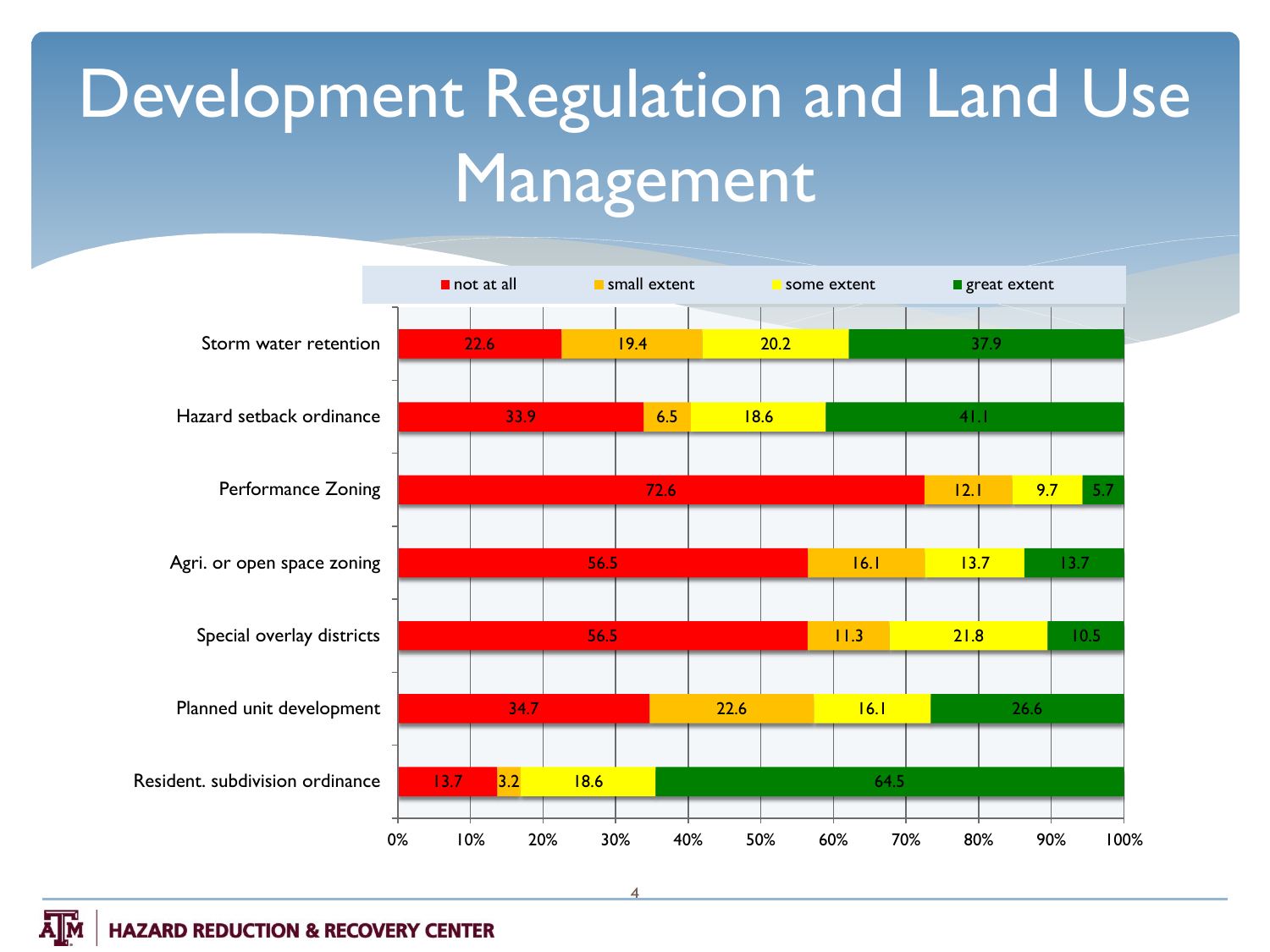# Development Regulation and Land Use Management

| | not at all | small extent | some extent | great extent |
|---|---|---|---|---|
| Storm water retention | 22.6 | 19.4 | 20.2 | 37.9 |
| Hazard setback ordinance | 33.9 | 6.5 | 18.6 | 41.1 |
| Performance Zoning | 72.6 | 12.1 | 9.7 | 5.7 |
| Agri. or open space zoning | 56.5 | 16.1 | 13.7 | 13.7 |
| Special overlay districts | 56.5 | 11.3 | 21.8 | 10.5 |
| Planned unit development | 34.7 | 22.6 | 16.1 | 26.6 |
| Resident. subdivision ordinance | 13.7 | 3.2 | 18.6 | 64.5 |

HAZARD REDUCTION & RECOVERY CENTER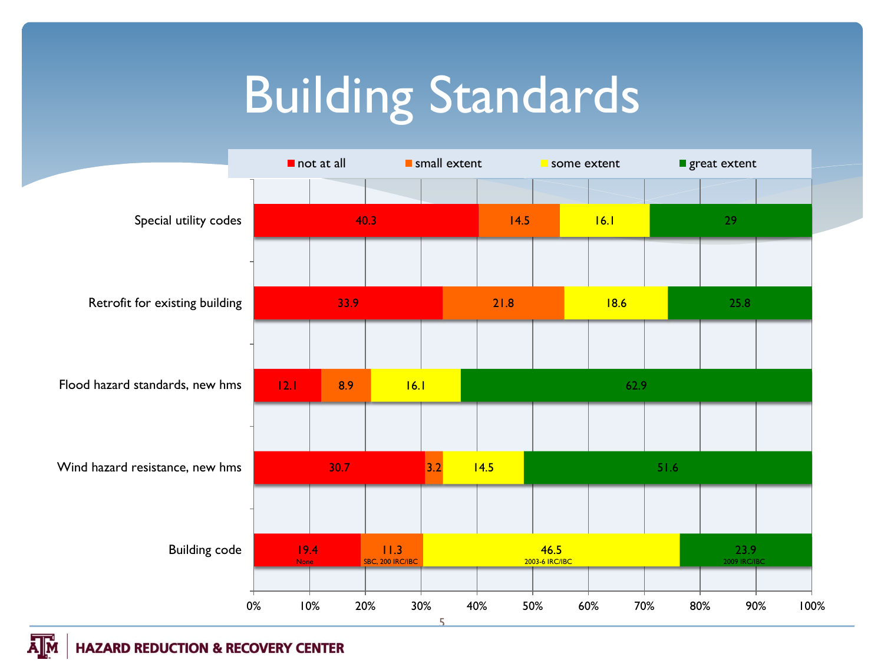# Building Standards

| | not at all | small extent | some extent | great extent |
|---|---|---|---|---|
| Special utility codes | 40.3 | 14.5 | 16.1 | 29 |
| Retrofit for existing building | 33.9 | 21.8 | 18.6 | 25.8 |
| Flood hazard standards, new hms | 12.1 | 8.9 | 16.1 | 62.9 |
| Wind hazard resistance, new hms | 30.7 | 3.2 | 14.5 | 51.6 |
| Building code | 19.4 None | 11.3 SBC, 200 IRC/IBC | 46.5 2003-6 IRC/IBC | 23.9 2009 IRC/IBC |

HAZARD REDUCTION & RECOVERY CENTER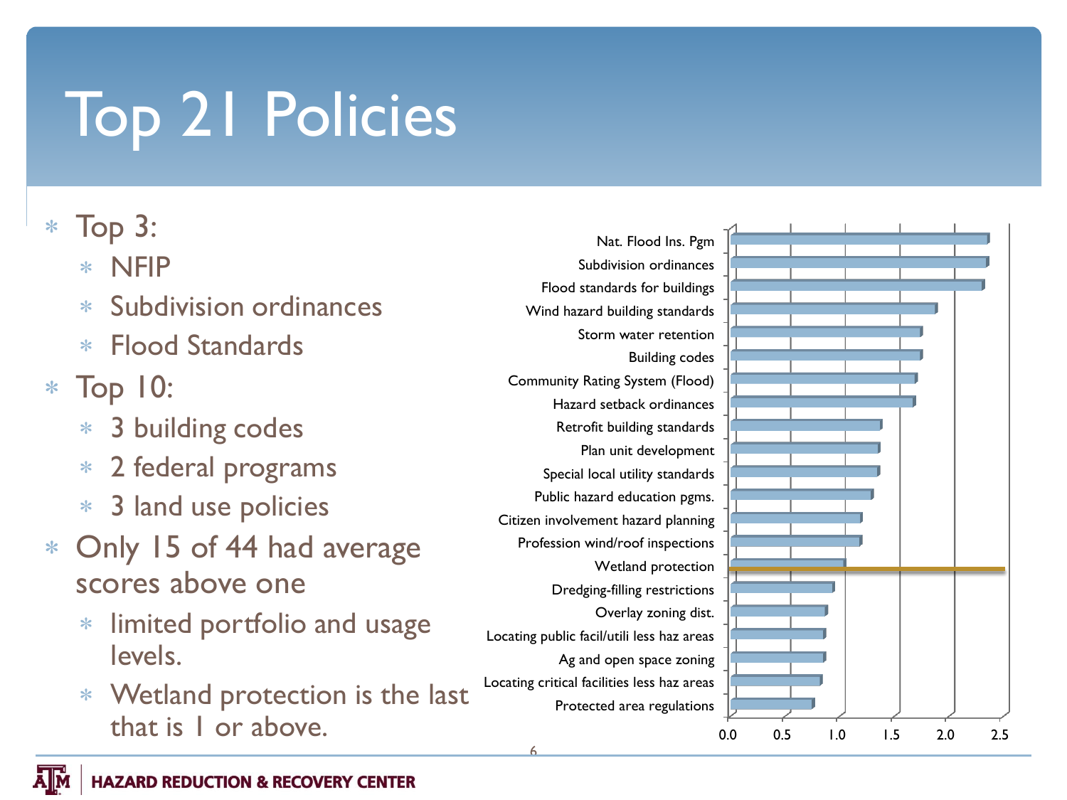# Top 21 Policies

- Top 3:
  - NFIP
  - Subdivision ordinances
  - Flood Standards
- Top 10:
  - 3 building codes
  - 2 federal programs
  - 3 land use policies
- Only 15 of 44 had average scores above one
  - limited portfolio and usage levels.
  - Wetland protection is the last that is 1 or above.

Nat. Flood Ins. Pgm
Subdivision ordinances
Flood standards for buildings
Wind hazard building standards
Storm water retention
Building codes
Community Rating System (Flood)
Hazard setback ordinances
Retrofit building standards
Plan unit development
Special local utility standards
Public hazard education pgms.
Citizen involvement hazard planning
Profession wind/roof inspections
Wetland protection
Dredging-filling restrictions
Overlay zoning dist.
Locating public facil/utili less haz areas
Ag and open space zoning
Locating critical facilities less haz areas
Protected area regulations

0.0 0.5 1.0 1.5 2.0 2.5

**HAZARD REDUCTION & RECOVERY CENTER**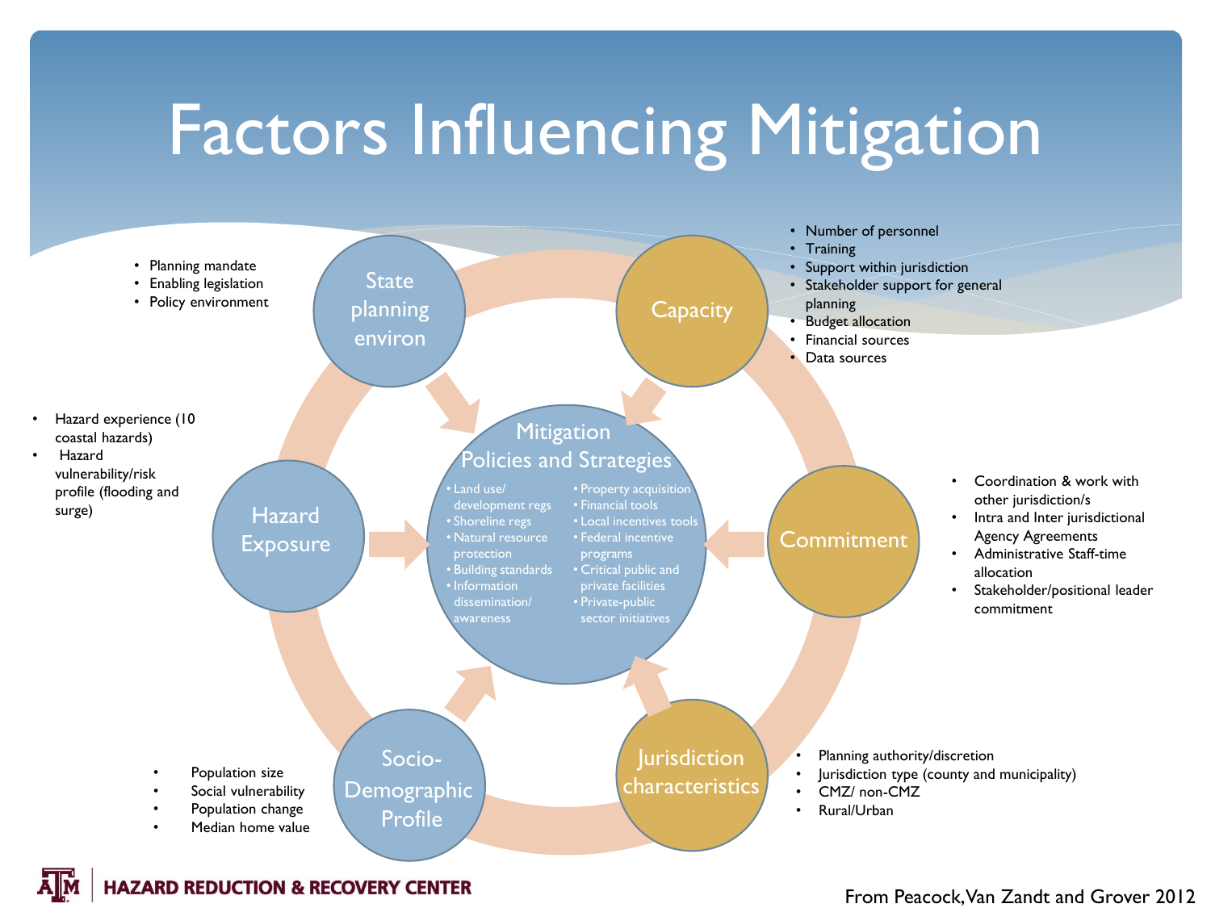# Factors Influencing Mitigation

## State planning environ

- Planning mandate
- Enabling legislation
- Policy environment

## Capacity

- Number of personnel
- Training
- Support within jurisdiction
- Stakeholder support for general planning
- Budget allocation
- Financial sources
- Data sources

## Hazard Exposure

- Hazard experience (10 coastal hazards)
- Hazard vulnerability/risk profile (flooding and surge)

## Mitigation Policies and Strategies

- Land use/ development regs
- Shoreline regs
- Natural resource protection
- Building standards
- Information dissemination/ awareness
- Property acquisition
- Financial tools
- Local incentives tools
- Federal incentive programs
- Critical public and private facilities
- Private-public sector initiatives

## Commitment

- Coordination & work with other jurisdiction/s
- Intra and Inter jurisdictional Agency Agreements
- Administrative Staff-time allocation
- Stakeholder/positional leader commitment

## Socio-Demographic Profile

- Population size
- Social vulnerability
- Population change
- Median home value

## Jurisdiction characteristics

- Planning authority/discretion
- Jurisdiction type (county and municipality)
- CMZ/ non-CMZ
- Rural/Urban

HAZARD REDUCTION & RECOVERY CENTER

From Peacock, Van Zandt and Grover 2012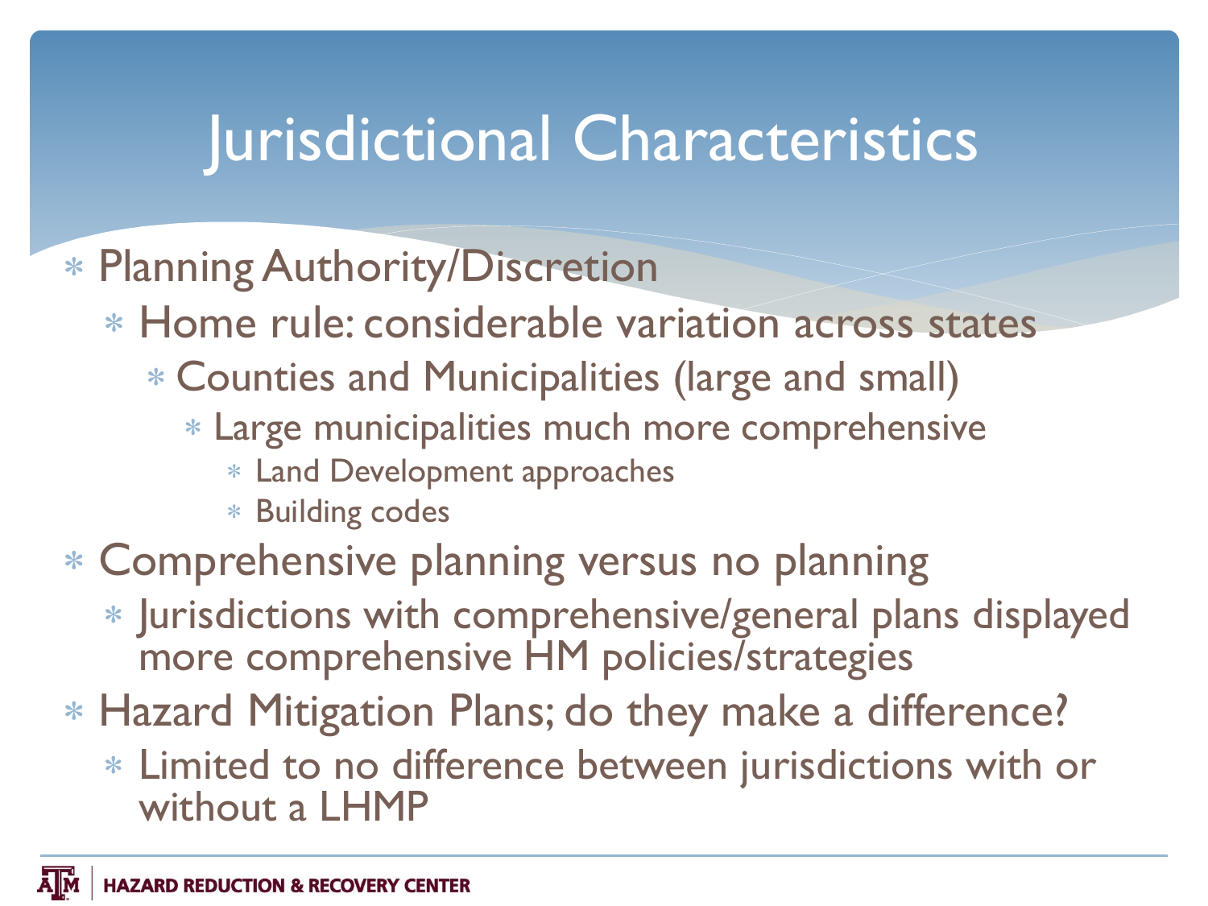# Jurisdictional Characteristics

- Planning Authority/Discretion
  - Home rule: considerable variation across states
    - Counties and Municipalities (large and small)
      - Large municipalities much more comprehensive
        - Land Development approaches
        - Building codes
- Comprehensive planning versus no planning
  - Jurisdictions with comprehensive/general plans displayed more comprehensive HM policies/strategies
- Hazard Mitigation Plans; do they make a difference?
  - Limited to no difference between jurisdictions with or without a LHMP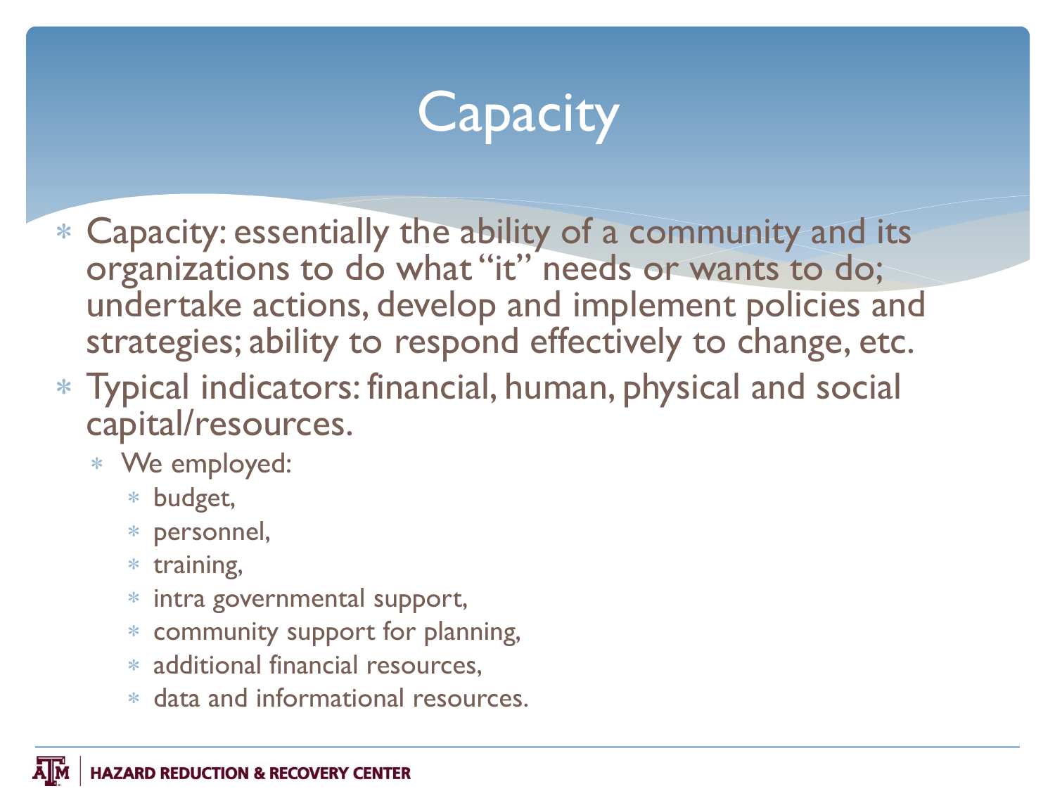# Capacity

- Capacity: essentially the ability of a community and its organizations to do what "it" needs or wants to do; undertake actions, develop and implement policies and strategies; ability to respond effectively to change, etc.
- Typical indicators: financial, human, physical and social capital/resources.
  - We employed:
    - budget,
    - personnel,
    - training,
    - intra governmental support,
    - community support for planning,
    - additional financial resources,
    - data and informational resources.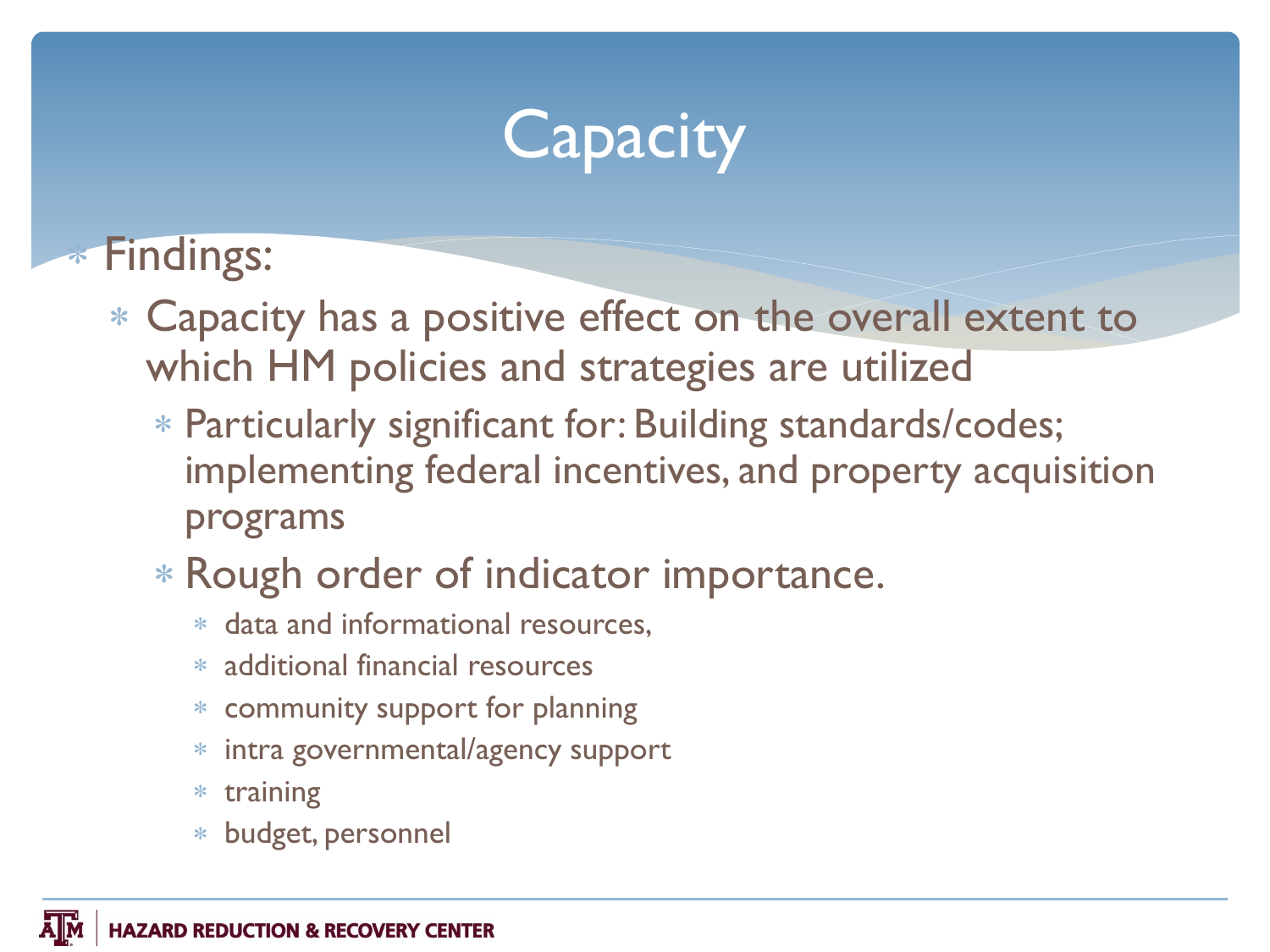# Capacity

- Findings:
  - Capacity has a positive effect on the overall extent to which HM policies and strategies are utilized
    - Particularly significant for: Building standards/codes; implementing federal incentives, and property acquisition programs
    - Rough order of indicator importance.
      - data and informational resources,
      - additional financial resources
      - community support for planning
      - intra governmental/agency support
      - training
      - budget, personnel

HAZARD REDUCTION & RECOVERY CENTER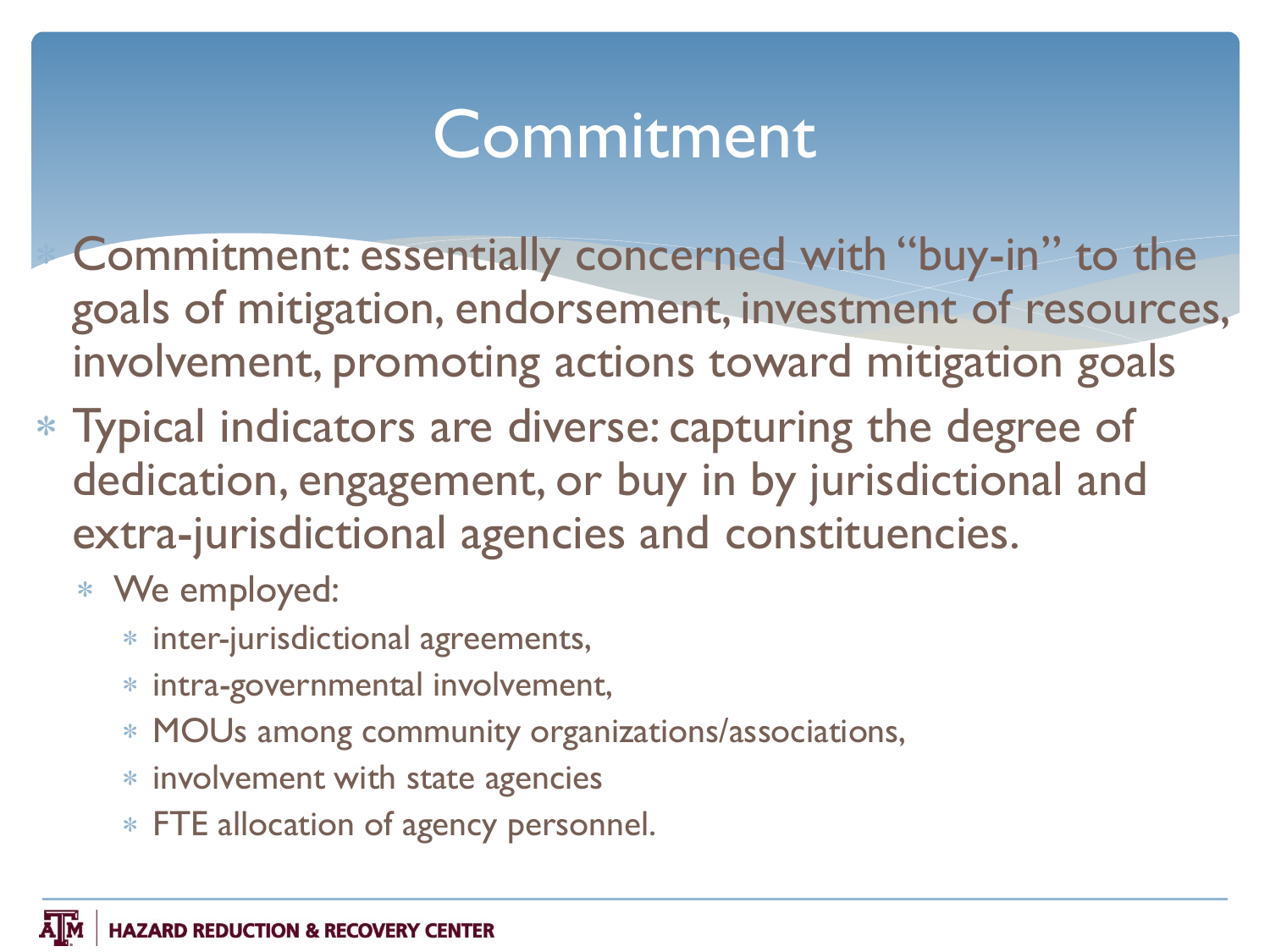# Commitment

- Commitment: essentially concerned with "buy-in" to the goals of mitigation, endorsement, investment of resources, involvement, promoting actions toward mitigation goals
- Typical indicators are diverse: capturing the degree of dedication, engagement, or buy in by jurisdictional and extra-jurisdictional agencies and constituencies.
  - We employed:
    - inter-jurisdictional agreements,
    - intra-governmental involvement,
    - MOUs among community organizations/associations,
    - involvement with state agencies
    - FTE allocation of agency personnel.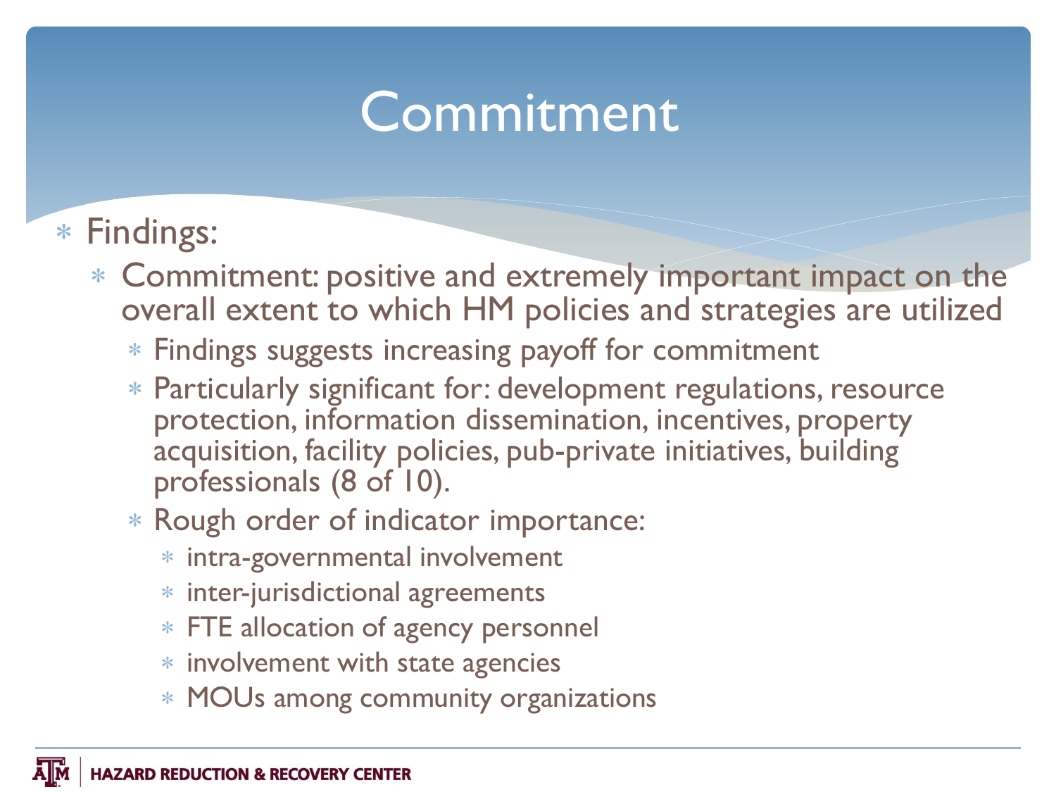# Commitment

- Findings:
  - Commitment: positive and extremely important impact on the overall extent to which HM policies and strategies are utilized
    - Findings suggests increasing payoff for commitment
    - Particularly significant for: development regulations, resource protection, information dissemination, incentives, property acquisition, facility policies, pub-private initiatives, building professionals (8 of 10).
    - Rough order of indicator importance:
      - intra-governmental involvement
      - inter-jurisdictional agreements
      - FTE allocation of agency personnel
      - involvement with state agencies
      - MOUs among community organizations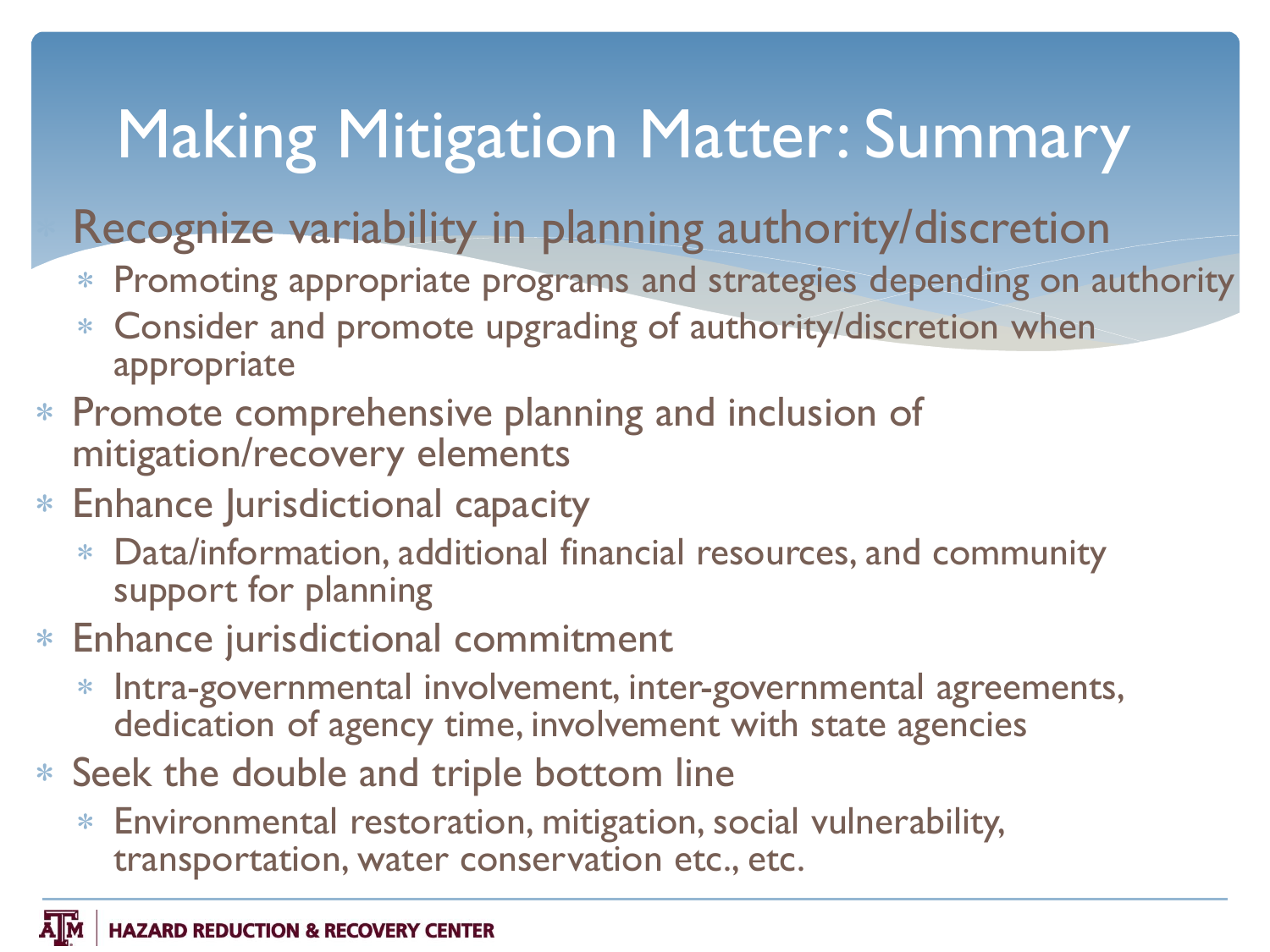# Making Mitigation Matter: Summary

- Recognize variability in planning authority/discretion
  - Promoting appropriate programs and strategies depending on authority
  - Consider and promote upgrading of authority/discretion when appropriate
- Promote comprehensive planning and inclusion of mitigation/recovery elements
- Enhance Jurisdictional capacity
  - Data/information, additional financial resources, and community support for planning
- Enhance jurisdictional commitment
  - Intra-governmental involvement, inter-governmental agreements, dedication of agency time, involvement with state agencies
- Seek the double and triple bottom line
  - Environmental restoration, mitigation, social vulnerability, transportation, water conservation etc., etc.

HAZARD REDUCTION & RECOVERY CENTER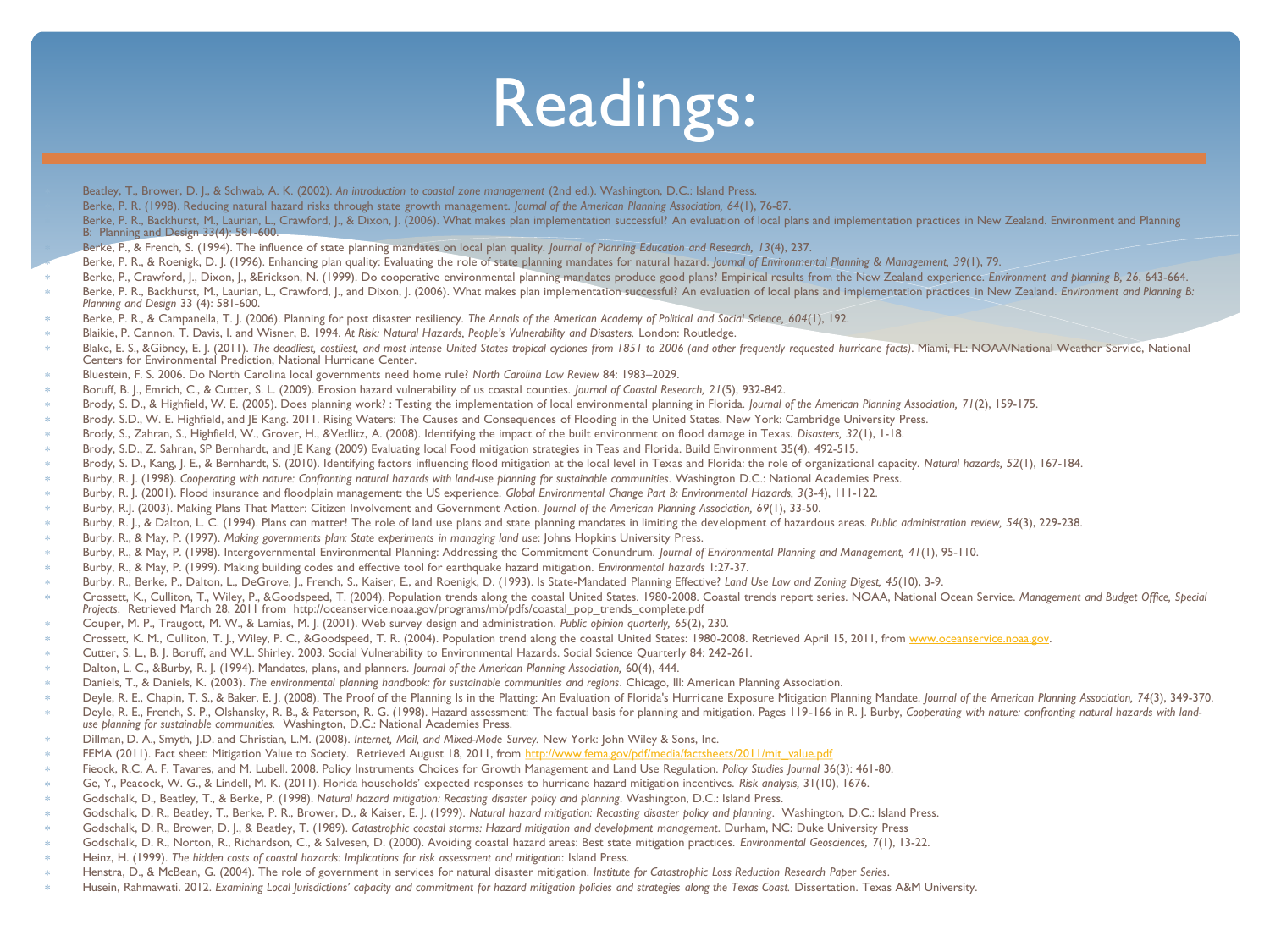# Readings:

- Beatley, T., Brower, D. J., & Schwab, A. K. (2002). *An introduction to coastal zone management* (2nd ed.). Washington, D.C.: Island Press.
- Berke, P. R. (1998). Reducing natural hazard risks through state growth management. *Journal of the American Planning Association, 64*(1), 76-87.
- Berke, P. R., Backhurst, M., Laurian, L., Crawford, J., & Dixon, J. (2006). What makes plan implementation successful? An evaluation of local plans and implementation practices in New Zealand. Environment and Planning B: Planning and Design 33(4): 581-600.
- Berke, P., & French, S. (1994). The influence of state planning mandates on local plan quality. *Journal of Planning Education and Research, 13*(4), 237.
- Berke, P. R., & Roenigk, D. J. (1996). Enhancing plan quality: Evaluating the role of state planning mandates for natural hazard. *Journal of Environmental Planning & Management, 39*(1), 79.
- Berke, P., Crawford, J., Dixon, J., &Erickson, N. (1999). Do cooperative environmental planning mandates produce good plans? Empirical results from the New Zealand experience. *Environment and planning B, 26*, 643-664.
- Berke, P. R., Backhurst, M., Laurian, L., Crawford, J., and Dixon, J. (2006). What makes plan implementation successful? An evaluation of local plans and implementation practices in New Zealand. *Environment and Planning B: Planning and Design* 33 (4): 581-600.
- Berke, P. R., & Campanella, T. J. (2006). Planning for post disaster resiliency. *The Annals of the American Academy of Political and Social Science, 604*(1), 192.
- Blaikie, P. Cannon, T. Davis, I. and Wisner, B. 1994. *At Risk: Natural Hazards, People's Vulnerability and Disasters.* London: Routledge.
- Blake, E. S., &Gibney, E. J. (2011). *The deadliest, costliest, and most intense United States tropical cyclones from 1851 to 2006 (and other frequently requested hurricane facts)*. Miami, FL: NOAA/National Weather Service, National Centers for Environmental Prediction, National Hurricane Center.
- Bluestein, F. S. 2006. Do North Carolina local governments need home rule? *North Carolina Law Review* 84: 1983–2029.
- Boruff, B. J., Emrich, C., & Cutter, S. L. (2009). Erosion hazard vulnerability of us coastal counties. *Journal of Coastal Research, 21*(5), 932-842.
- Brody, S. D., & Highfield, W. E. (2005). Does planning work? : Testing the implementation of local environmental planning in Florida. *Journal of the American Planning Association, 71*(2), 159-175.
- Brody. S.D., W. E. Highfield, and JE Kang. 2011. Rising Waters: The Causes and Consequences of Flooding in the United States. New York: Cambridge University Press.
- Brody, S., Zahran, S., Highfield, W., Grover, H., &Vedlitz, A. (2008). Identifying the impact of the built environment on flood damage in Texas. *Disasters, 32*(1), 1-18.
- Brody, S.D., Z. Sahran, SP Bernhardt, and JE Kang (2009) Evaluating local Food mitigation strategies in Teas and Florida. Build Environment 35(4), 492-515.
- Brody, S. D., Kang, J. E., & Bernhardt, S. (2010). Identifying factors influencing flood mitigation at the local level in Texas and Florida: the role of organizational capacity. *Natural hazards, 52*(1), 167-184.
- Burby, R. J. (1998). *Cooperating with nature: Confronting natural hazards with land-use planning for sustainable communities*. Washington D.C.: National Academies Press.
- Burby, R. J. (2001). Flood insurance and floodplain management: the US experience. *Global Environmental Change Part B: Environmental Hazards, 3*(3-4), 111-122.
- Burby, R.J. (2003). Making Plans That Matter: Citizen Involvement and Government Action. *Journal of the American Planning Association, 69*(1), 33-50.
- Burby, R. J., & Dalton, L. C. (1994). Plans can matter! The role of land use plans and state planning mandates in limiting the development of hazardous areas. *Public administration review, 54*(3), 229-238.
- Burby, R., & May, P. (1997). *Making governments plan: State experiments in managing land use*: Johns Hopkins University Press.
- Burby, R., & May, P. (1998). Intergovernmental Environmental Planning: Addressing the Commitment Conundrum. *Journal of Environmental Planning and Management, 41*(1), 95-110.
- Burby, R., & May, P. (1999). Making building codes and effective tool for earthquake hazard mitigation. *Environmental hazards* 1:27-37.
- Burby, R., Berke, P., Dalton, L., DeGrove, J., French, S., Kaiser, E., and Roenigk, D. (1993). Is State-Mandated Planning Effective? *Land Use Law and Zoning Digest, 45*(10), 3-9.
- Crossett, K., Culliton, T., Wiley, P., &Goodspeed, T. (2004). Population trends along the coastal United States. 1980-2008. Coastal trends report series. NOAA, National Ocean Service. *Management and Budget Office, Special Projects*. Retrieved March 28, 2011 from http://oceanservice.noaa.gov/programs/mb/pdfs/coastal_pop_trends_complete.pdf
- Couper, M. P., Traugott, M. W., & Lamias, M. J. (2001). Web survey design and administration. *Public opinion quarterly, 65*(2), 230.
- Crossett, K. M., Culliton, T. J., Wiley, P. C., &Goodspeed, T. R. (2004). Population trend along the coastal United States: 1980-2008. Retrieved April 15, 2011, from www.oceanservice.noaa.gov.
- Cutter, S. L., B. J. Boruff, and W.L. Shirley. 2003. Social Vulnerability to Environmental Hazards. Social Science Quarterly 84: 242-261.
- Dalton, L. C., &Burby, R. J. (1994). Mandates, plans, and planners. *Journal of the American Planning Association,* 60(4), 444.
- Daniels, T., & Daniels, K. (2003). *The environmental planning handbook: for sustainable communities and regions*. Chicago, Ill: American Planning Association.
- Deyle, R. E., Chapin, T. S., & Baker, E. J. (2008). The Proof of the Planning Is in the Platting: An Evaluation of Florida's Hurricane Exposure Mitigation Planning Mandate. *Journal of the American Planning Association, 74*(3), 349-370.
- Deyle, R. E., French, S. P., Olshansky, R. B., & Paterson, R. G. (1998). Hazard assessment: The factual basis for planning and mitigation. Pages 119-166 in R. J. Burby, *Cooperating with nature: confronting natural hazards with land-use planning for sustainable communities.* Washington, D.C.: National Academies Press.
- Dillman, D. A., Smyth, J.D. and Christian, L.M. (2008). *Internet, Mail, and Mixed-Mode Survey.* New York: John Wiley & Sons, Inc.
- FEMA (2011). Fact sheet: Mitigation Value to Society. Retrieved August 18, 2011, from http://www.fema.gov/pdf/media/factsheets/2011/mit_value.pdf
- Fieock, R.C, A. F. Tavares, and M. Lubell. 2008. Policy Instruments Choices for Growth Management and Land Use Regulation. *Policy Studies Journal* 36(3): 461-80.
- Ge, Y., Peacock, W. G., & Lindell, M. K. (2011). Florida households' expected responses to hurricane hazard mitigation incentives. *Risk analysis,* 31(10), 1676.
- Godschalk, D., Beatley, T., & Berke, P. (1998). *Natural hazard mitigation: Recasting disaster policy and planning*. Washington, D.C.: Island Press.
- Godschalk, D. R., Beatley, T., Berke, P. R., Brower, D., & Kaiser, E. J. (1999). *Natural hazard mitigation: Recasting disaster policy and planning*. Washington, D.C.: Island Press.
- Godschalk, D. R., Brower, D. J., & Beatley, T. (1989). *Catastrophic coastal storms: Hazard mitigation and development management*. Durham, NC: Duke University Press
- Godschalk, D. R., Norton, R., Richardson, C., & Salvesen, D. (2000). Avoiding coastal hazard areas: Best state mitigation practices. *Environmental Geosciences, 7*(1), 13-22.
- Heinz, H. (1999). *The hidden costs of coastal hazards: Implications for risk assessment and mitigation*: Island Press.
- Henstra, D., & McBean, G. (2004). The role of government in services for natural disaster mitigation. *Institute for Catastrophic Loss Reduction Research Paper Series*.
- Husein, Rahmawati. 2012. *Examining Local Jurisdictions' capacity and commitment for hazard mitigation policies and strategies along the Texas Coast.* Dissertation. Texas A&M University.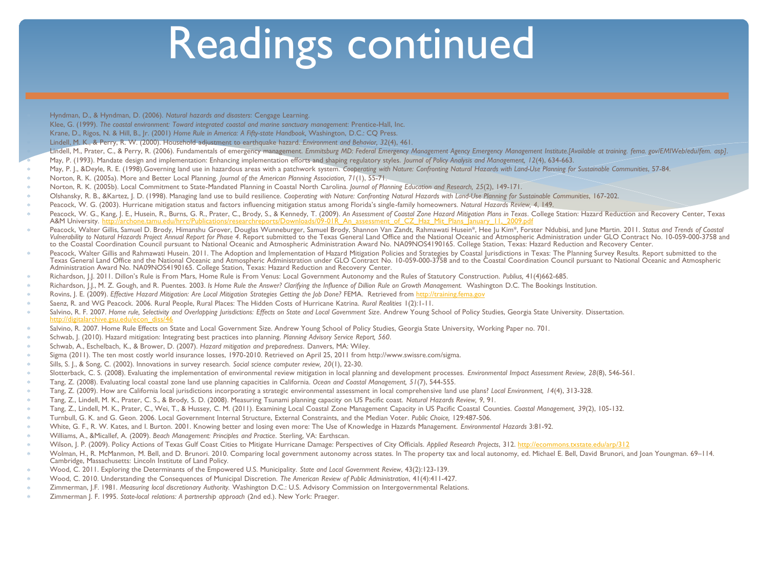# Readings continued

- Hyndman, D., & Hyndman, D. (2006). *Natural hazards and disasters*: Cengage Learning.
- Klee, G. (1999). *The coastal environment: Toward integrated coastal and marine sanctuary management*: Prentice-Hall, Inc.
- Krane, D., Rigos, N. & Hill, B., Jr. (2001) *Home Rule in America: A Fifty-state Handbook*, Washington, D.C.: CQ Press.
- Lindell, M. K., & Perry, R. W. (2000). Household adjustment to earthquake hazard. *Environment and Behavior, 32*(4), 461.
- Lindell, M., Prater, C., & Perry, R. (2006). Fundamentals of emergency management. *Emmitsburg MD: Federal Emergency Management Agency Emergency Management Institute.[Available at training. fema. gov/EMIWeb/edu/fem. asp]*.
- May, P. (1993). Mandate design and implementation: Enhancing implementation efforts and shaping regulatory styles. *Journal of Policy Analysis and Management, 12*(4), 634-663.
- May, P. J., &Deyle, R. E. (1998).Governing land use in hazardous areas with a patchwork system. *Cooperating with Nature: Confronting Natural Hazards with Land-Use Planning for Sustainable Communities*, 57-84.
- Norton, R. K. (2005a). More and Better Local Planning. *Journal of the American Planning Association, 71*(1), 55-71.
- Norton, R. K. (2005b). Local Commitment to State-Mandated Planning in Coastal North Carolina. *Journal of Planning Education and Research, 25*(2), 149-171.
- Olshansky, R. B., &Kartez, J. D. (1998). Managing land use to build resilience. *Cooperating with Nature: Confronting Natural Hazards with Land-Use Planning for Sustainable Communities*, 167-202.
- Peacock, W. G. (2003). Hurricane mitigation status and factors influencing mitigation status among Florida's single-family homeowners. *Natural Hazards Review, 4*, 149.
- Peacock, W. G., Kang, J. E., Husein, R., Burns, G. R., Prater, C., Brody, S., & Kennedy, T. (2009). *An Assessment of Coastal Zone Hazard Mitigation Plans in Texas*. College Station: Hazard Reduction and Recovery Center, Texas A&M University. http://archone.tamu.edu/hrrc/Publications/researchreports/Downloads/09-01R_An_assessment_of_CZ_Haz_Mit_Plans_January_11,_2009.pdf
- Peacock, Walter Gillis, Samuel D. Brody, Himanshu Grover, Douglas Wunneburger, Samuel Brody, Shannon Van Zandt, Rahmawati Husein*, Hee Ju Kim*, Forster Ndubisi, and June Martin. 2011. *Status and Trends of Coastal Vulnerability to Natural Hazards Project Annual Report for Phase 4*. Report submitted to the Texas General Land Office and the National Oceanic and Atmospheric Administration under GLO Contract No. 10-059-000-3758 and to the Coastal Coordination Council pursuant to National Oceanic and Atmospheric Administration Award No. NA09NOS4190165. College Station, Texas: Hazard Reduction and Recovery Center.
- Peacock, Walter Gillis and Rahmawati Husein. 2011. The Adoption and Implementation of Hazard Mitigation Policies and Strategies by Coastal Jurisdictions in Texas: The Planning Survey Results. Report submitted to the Texas General Land Office and the National Oceanic and Atmospheric Administration under GLO Contract No. 10-059-000-3758 and to the Coastal Coordination Council pursuant to National Oceanic and Atmospheric Administration Award No. NA09NOS4190165. College Station, Texas: Hazard Reduction and Recovery Center.
- Richardson, J.J. 2011. Dillon's Rule is From Mars, Home Rule is From Venus: Local Government Autonomy and the Rules of Statutory Construction. *Publius*, 41(4)662-685.
- Richardson, J.J., M. Z. Gough, and R. Puentes. 2003. *Is Home Rule the Answer? Clarifying the Influence of Dillion Rule on Growth Management.* Washington D.C. The Bookings Institution.
- Rovins, J. E. (2009). *Effective Hazard Mitigation: Are Local Mitigation Strategies Getting the Job Done?* FEMA. Retrieved from http://training.fema.gov
- Saenz, R. and WG Peacock. 2006. Rural People, Rural Places: The Hidden Costs of Hurricane Katrina. *Rural Realities* 1(2):1-11.
- Salvino, R. F. 2007. *Home rule, Selectivity and Overlapping Jurisdictions: Effects on State and Local Government Size*. Andrew Young School of Policy Studies, Georgia State University. Dissertation. http://digitalarchive.gsu.edu/econ_diss/46
- Salvino, R. 2007. Home Rule Effects on State and Local Government Size. Andrew Young School of Policy Studies, Georgia State University, Working Paper no. 701.
- Schwab, J. (2010). Hazard mitigation: Integrating best practices into planning. *Planning Advisory Service Report, 560*.
- Schwab, A., Eschelbach, K., & Brower, D. (2007). *Hazard mitigation and preparedness*. Danvers, MA: Wiley.
- Sigma (2011). The ten most costly world insurance losses, 1970-2010. Retrieved on April 25, 2011 from http://www.swissre.com/sigma.
- Sills, S. J., & Song, C. (2002). Innovations in survey research. *Social science computer review, 20*(1), 22-30.
- Slotterback, C. S. (2008). Evaluating the implementation of environmental review mitigation in local planning and development processes. *Environmental Impact Assessment Review, 28*(8), 546-561.
- Tang, Z. (2008). Evaluating local coastal zone land use planning capacities in California. *Ocean and Coastal Management, 51*(7), 544-555.
- Tang, Z. (2009). How are California local jurisdictions incorporating a strategic environmental assessment in local comprehensive land use plans? *Local Environment, 14*(4), 313-328.
- Tang, Z., Lindell, M. K., Prater, C. S., & Brody, S. D. (2008). Measuring Tsunami planning capacity on US Pacific coast. *Natural Hazards Review, 9*, 91.
- Tang, Z., Lindell, M. K., Prater, C., Wei, T., & Hussey, C. M. (2011). Examining Local Coastal Zone Management Capacity in US Pacific Coastal Counties. *Coastal Management, 39*(2), 105-132.
- Turnbull, G. K. and G. Geon. 2006. Local Government Internal Structure, External Constraints, and the Median Voter. *Public Choice,* 129:487-506.
- White, G. F., R. W. Kates, and I. Burton. 2001. Knowing better and losing even more: The Use of Knowledge in Hazards Management. *Environmental Hazards* 3:81-92.
- Williams, A., &Micallef, A. (2009). *Beach Management: Principles and Practice*. Sterling, VA: Earthscan.
- Wilson, J. P. (2009). Policy Actions of Texas Gulf Coast Cities to Mitigate Hurricane Damage: Perspectives of City Officials. *Applied Research Projects*, 312. http://ecommons.txstate.edu/arp/312
- Wolman, H., R. McManmon, M. Bell, and D. Brunori. 2010. Comparing local government autonomy across states. In The property tax and local autonomy, ed. Michael E. Bell, David Brunori, and Joan Youngman. 69–114. Cambridge, Massachusetts: Lincoln Institute of Land Policy.
- Wood, C. 2011. Exploring the Determinants of the Empowered U.S. Municipality. *State and Local Government Review*, 43(2):123-139.
- Wood, C. 2010. Understanding the Consequences of Municipal Discretion. *The American Review of Public Administration*, 41(4):411-427.
- Zimmerman, J.F. 1981. *Measuring local discretionary Authority.* Washington D.C.: U.S. Advisory Commission on Intergovernmental Relations.
- Zimmerman J. F. 1995. *State-local relations: A partnership approach* (2nd ed.). New York: Praeger.